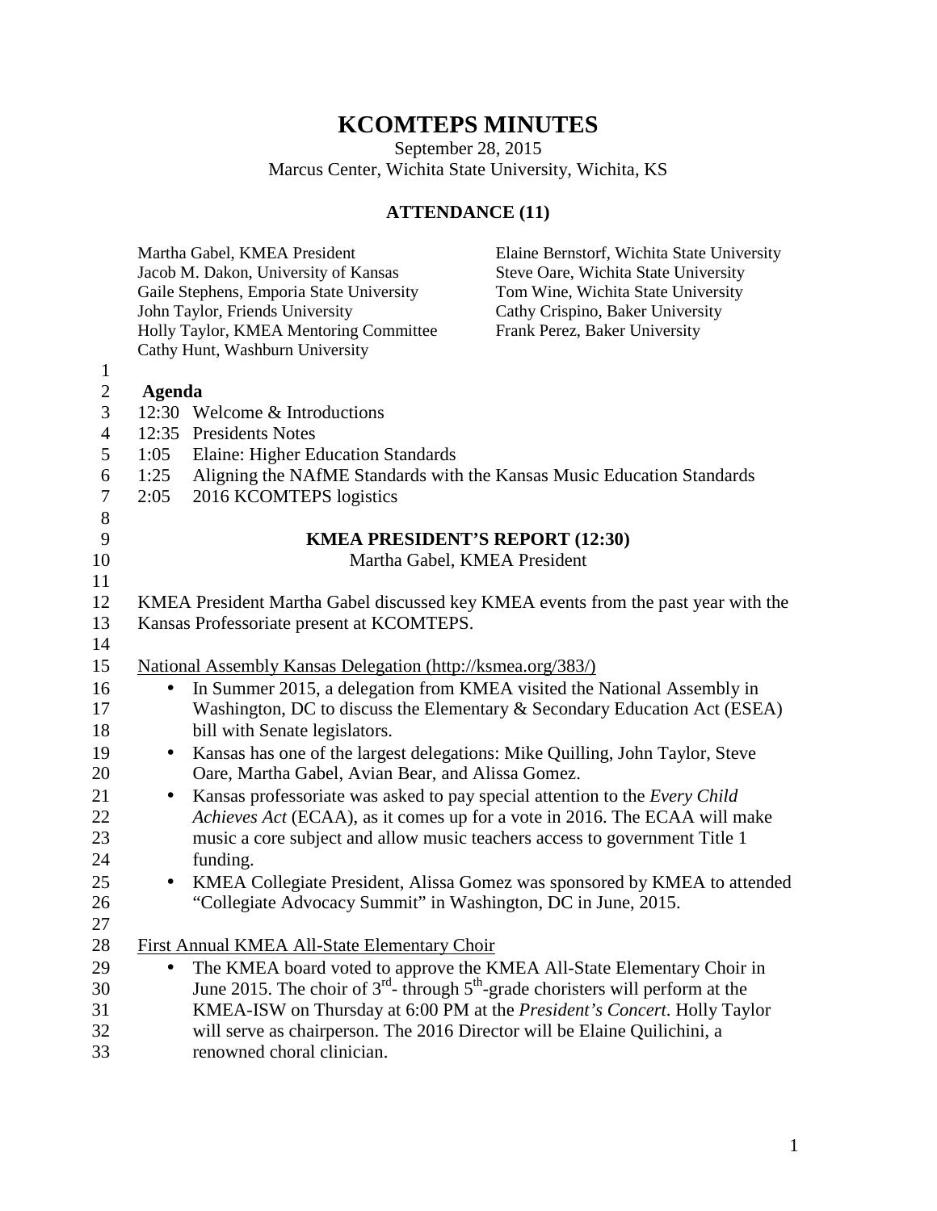# KCOMTEPS MINUTES

September 28, 2015
Marcus Center, Wichita State University, Wichita, KS

## ATTENDANCE (11)

Martha Gabel, KMEA President
Jacob M. Dakon, University of Kansas
Gaile Stephens, Emporia State University
John Taylor, Friends University
Holly Taylor, KMEA Mentoring Committee
Cathy Hunt, Washburn University
Elaine Bernstorf, Wichita State University
Steve Oare, Wichita State University
Tom Wine, Wichita State University
Cathy Crispino, Baker University
Frank Perez, Baker University

**Agenda**

12:30 Welcome & Introductions
12:35 Presidents Notes
1:05 Elaine: Higher Education Standards
1:25 Aligning the NAfME Standards with the Kansas Music Education Standards
2:05 2016 KCOMTEPS logistics

## KMEA PRESIDENT'S REPORT (12:30)

Martha Gabel, KMEA President

KMEA President Martha Gabel discussed key KMEA events from the past year with the Kansas Professoriate present at KCOMTEPS.

National Assembly Kansas Delegation (http://ksmea.org/383/)

- In Summer 2015, a delegation from KMEA visited the National Assembly in Washington, DC to discuss the Elementary & Secondary Education Act (ESEA) bill with Senate legislators.
- Kansas has one of the largest delegations: Mike Quilling, John Taylor, Steve Oare, Martha Gabel, Avian Bear, and Alissa Gomez.
- Kansas professoriate was asked to pay special attention to the *Every Child Achieves Act* (ECAA), as it comes up for a vote in 2016. The ECAA will make music a core subject and allow music teachers access to government Title 1 funding.
- KMEA Collegiate President, Alissa Gomez was sponsored by KMEA to attended "Collegiate Advocacy Summit" in Washington, DC in June, 2015.

First Annual KMEA All-State Elementary Choir

- The KMEA board voted to approve the KMEA All-State Elementary Choir in June 2015. The choir of 3rd- through 5th-grade choristers will perform at the KMEA-ISW on Thursday at 6:00 PM at the *President's Concert*. Holly Taylor will serve as chairperson. The 2016 Director will be Elaine Quilichini, a renowned choral clinician.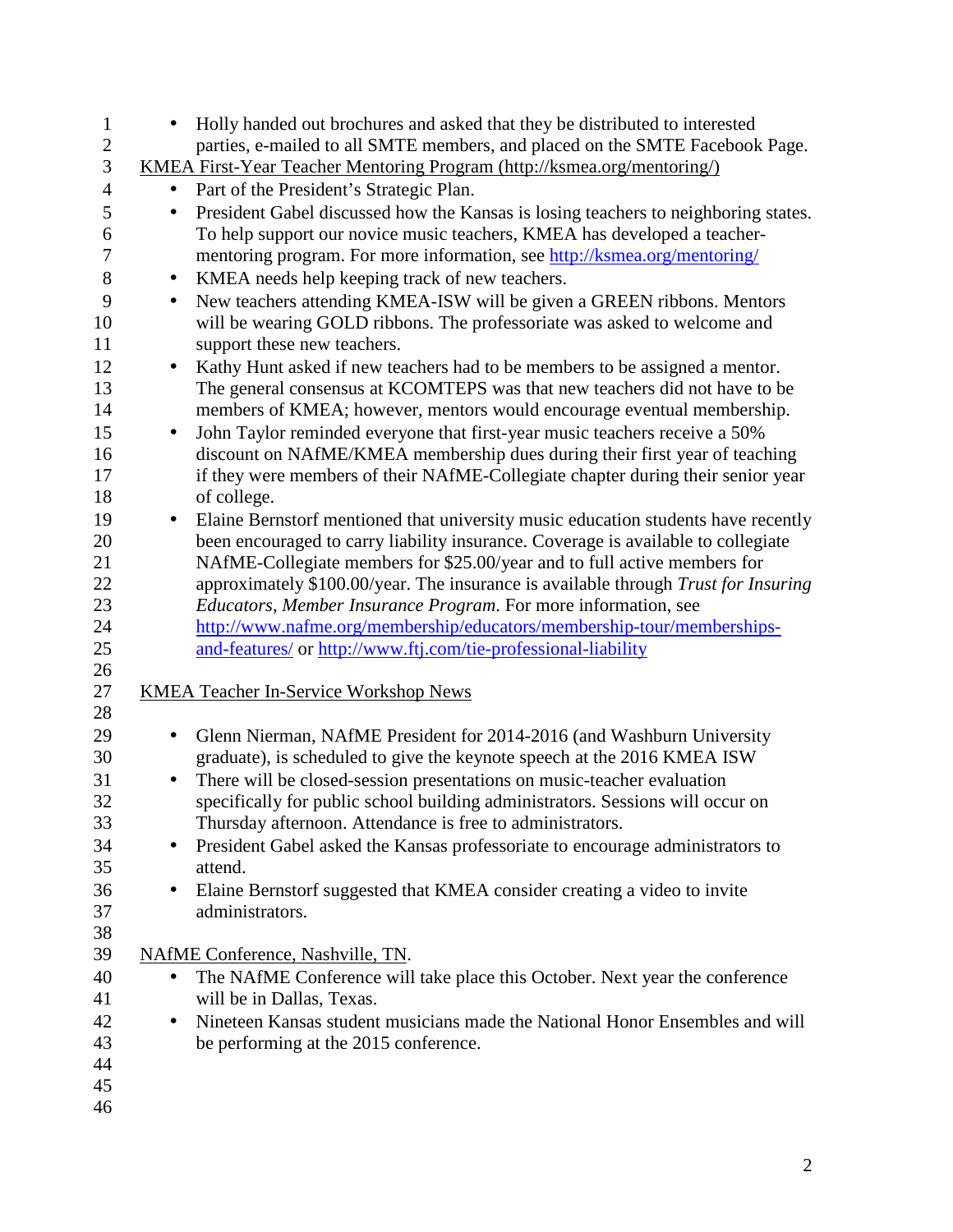- Holly handed out brochures and asked that they be distributed to interested parties, e-mailed to all SMTE members, and placed on the SMTE Facebook Page.

<u>KMEA First-Year Teacher Mentoring Program (http://ksmea.org/mentoring/)</u>

- Part of the President's Strategic Plan.
- President Gabel discussed how the Kansas is losing teachers to neighboring states. To help support our novice music teachers, KMEA has developed a teacher-mentoring program. For more information, see http://ksmea.org/mentoring/
- KMEA needs help keeping track of new teachers.
- New teachers attending KMEA-ISW will be given a GREEN ribbons. Mentors will be wearing GOLD ribbons. The professoriate was asked to welcome and support these new teachers.
- Kathy Hunt asked if new teachers had to be members to be assigned a mentor. The general consensus at KCOMTEPS was that new teachers did not have to be members of KMEA; however, mentors would encourage eventual membership.
- John Taylor reminded everyone that first-year music teachers receive a 50% discount on NAfME/KMEA membership dues during their first year of teaching if they were members of their NAfME-Collegiate chapter during their senior year of college.
- Elaine Bernstorf mentioned that university music education students have recently been encouraged to carry liability insurance. Coverage is available to collegiate NAfME-Collegiate members for $25.00/year and to full active members for approximately $100.00/year. The insurance is available through *Trust for Insuring Educators, Member Insurance Program*. For more information, see http://www.nafme.org/membership/educators/membership-tour/memberships-and-features/ or http://www.ftj.com/tie-professional-liability

<u>KMEA Teacher In-Service Workshop News</u>

- Glenn Nierman, NAfME President for 2014-2016 (and Washburn University graduate), is scheduled to give the keynote speech at the 2016 KMEA ISW
- There will be closed-session presentations on music-teacher evaluation specifically for public school building administrators. Sessions will occur on Thursday afternoon. Attendance is free to administrators.
- President Gabel asked the Kansas professoriate to encourage administrators to attend.
- Elaine Bernstorf suggested that KMEA consider creating a video to invite administrators.

<u>NAfME Conference, Nashville, TN</u>.

- The NAfME Conference will take place this October. Next year the conference will be in Dallas, Texas.
- Nineteen Kansas student musicians made the National Honor Ensembles and will be performing at the 2015 conference.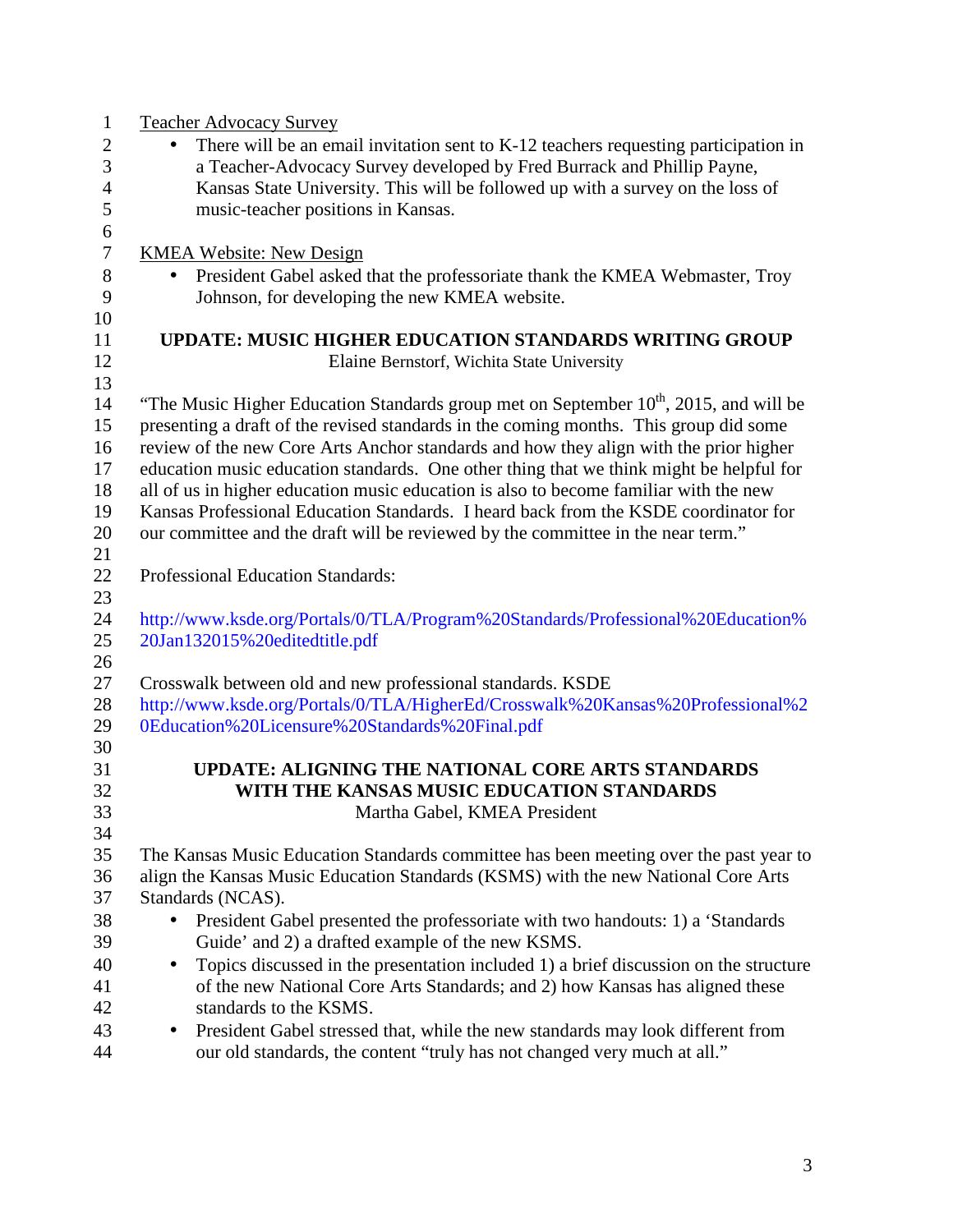Teacher Advocacy Survey

- There will be an email invitation sent to K-12 teachers requesting participation in a Teacher-Advocacy Survey developed by Fred Burrack and Phillip Payne, Kansas State University. This will be followed up with a survey on the loss of music-teacher positions in Kansas.

KMEA Website: New Design

- President Gabel asked that the professoriate thank the KMEA Webmaster, Troy Johnson, for developing the new KMEA website.

## UPDATE: MUSIC HIGHER EDUCATION STANDARDS WRITING GROUP

Elaine Bernstorf, Wichita State University

"The Music Higher Education Standards group met on September 10th, 2015, and will be presenting a draft of the revised standards in the coming months. This group did some review of the new Core Arts Anchor standards and how they align with the prior higher education music education standards. One other thing that we think might be helpful for all of us in higher education music education is also to become familiar with the new Kansas Professional Education Standards. I heard back from the KSDE coordinator for our committee and the draft will be reviewed by the committee in the near term."

Professional Education Standards:

http://www.ksde.org/Portals/0/TLA/Program%20Standards/Professional%20Education%20Jan132015%20editedtitle.pdf

Crosswalk between old and new professional standards. KSDE
http://www.ksde.org/Portals/0/TLA/HigherEd/Crosswalk%20Kansas%20Professional%20Education%20Licensure%20Standards%20Final.pdf

## UPDATE: ALIGNING THE NATIONAL CORE ARTS STANDARDS WITH THE KANSAS MUSIC EDUCATION STANDARDS

Martha Gabel, KMEA President

The Kansas Music Education Standards committee has been meeting over the past year to align the Kansas Music Education Standards (KSMS) with the new National Core Arts Standards (NCAS).

- President Gabel presented the professoriate with two handouts: 1) a 'Standards Guide' and 2) a drafted example of the new KSMS.
- Topics discussed in the presentation included 1) a brief discussion on the structure of the new National Core Arts Standards; and 2) how Kansas has aligned these standards to the KSMS.
- President Gabel stressed that, while the new standards may look different from our old standards, the content "truly has not changed very much at all."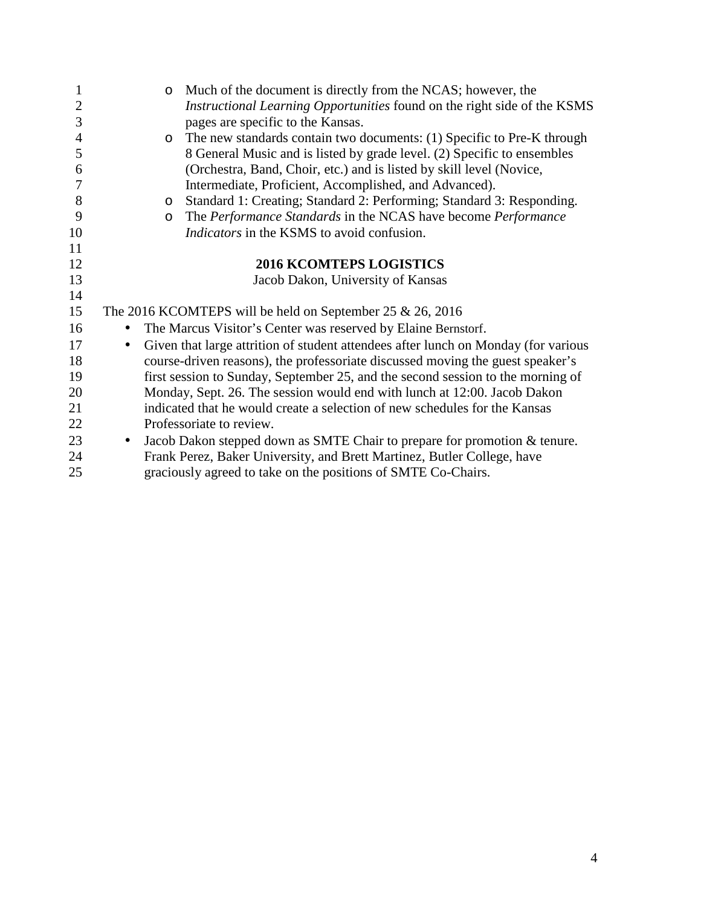- Much of the document is directly from the NCAS; however, the *Instructional Learning Opportunities* found on the right side of the KSMS pages are specific to the Kansas.
- The new standards contain two documents: (1) Specific to Pre-K through 8 General Music and is listed by grade level. (2) Specific to ensembles (Orchestra, Band, Choir, etc.) and is listed by skill level (Novice, Intermediate, Proficient, Accomplished, and Advanced).
- Standard 1: Creating; Standard 2: Performing; Standard 3: Responding.
- The *Performance Standards* in the NCAS have become *Performance Indicators* in the KSMS to avoid confusion.

## 2016 KCOMTEPS LOGISTICS

Jacob Dakon, University of Kansas

The 2016 KCOMTEPS will be held on September 25 & 26, 2016

- The Marcus Visitor's Center was reserved by Elaine Bernstorf.
- Given that large attrition of student attendees after lunch on Monday (for various course-driven reasons), the professoriate discussed moving the guest speaker's first session to Sunday, September 25, and the second session to the morning of Monday, Sept. 26. The session would end with lunch at 12:00. Jacob Dakon indicated that he would create a selection of new schedules for the Kansas Professoriate to review.
- Jacob Dakon stepped down as SMTE Chair to prepare for promotion & tenure. Frank Perez, Baker University, and Brett Martinez, Butler College, have graciously agreed to take on the positions of SMTE Co-Chairs.